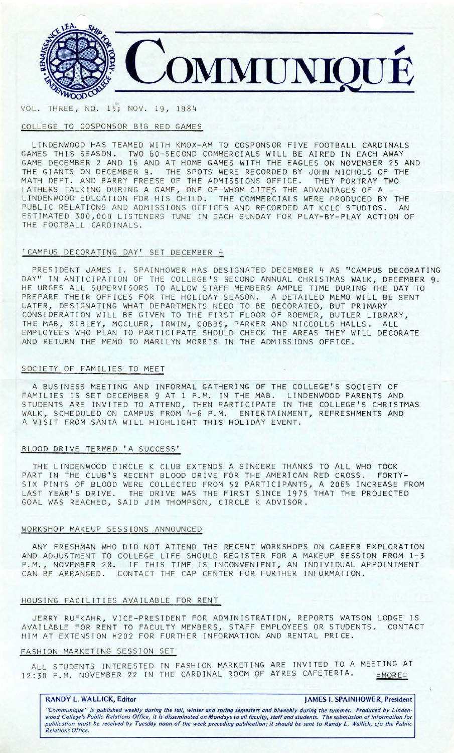# COMMUNIQUÉ

VOL. THREE, NO. 15; NOV. 19, 1984

## COLLEGE TO COSPONSOR BIG RED GAMES

LINDENWOOD HAS TEAMED WITH KMOX-AM TO COSPONSOR FIVE FOOTBALL CARDINALS GAMES THIS SEASON. TWO 60-SECOND COMMERCIALS WILL BE AIRED IN EACH AWAY GAME DECEMBER 2 AND 16 AND AT HOME GAMES WITH THE EAGLES ON NOVEMBER 25 AND THE GIANTS ON DECEMBER 9. THE SPOTS WERE RECORDED BY JOHN NICHOLS OF THE MATH DEPT. AND BARRY FREESE OF THE ADMISSIONS OFFICE. THEY PORTRAY TWO FATHERS TALKING DURING A GAME, ONE OF WHOM CITES THE ADVANTAGES OF A LINDENWOOD EDUCATION FOR HIS CHILD. THE COMMERCIALS WERE PRODUCED BY THE PUBLIC RELATIONS AND ADMISSIONS OFFICES AND RECORDED AT KCLC STUDIOS. AN ESTIMATED 300,000 LISTENERS TUNE IN EACH SUNDAY FOR PLAY-BY-PLAY ACTION OF THE FOOTBALL CARDINALS.

## 'CAMPUS DECORATING DAY' SET DECEMBER 4

PRESIDENT JAMES I. SPAINHOWER HAS DESIGNATED DECEMBER 4 AS "CAMPUS DECORATING DAY" IN ANTICIPATION OF THE COLLEGE'S SECOND ANNUAL CHRISTMAS WALK, DECEMBER 9. HE URGES ALL SUPERVISORS TO ALLOW STAFF MEMBERS AMPLE TIME DURING THE DAY TO PREPARE THEIR OFFICES FOR THE HOLIDAY SEASON. A DETAILED MEMO WILL BE SENT LATER, DESIGNATING WHAT DEPARTMENTS NEED TO BE DECORATED, BUT PRIMARY CONSIDERATION WILL BE GIVEN TO THE FIRST FLOOR OF ROEMER, BUTLER LIBRARY, THE MAB, SIBLEY, MCCLUER, IRWIN, COBBS, PARKER AND NICCOLLS HALLS. ALL EMPLOYEES WHO PLAN TO PARTICIPATE SHOULD CHECK THE AREAS THEY WILL DECORATE AND RETURN THE MEMO TO MARILYN MORRIS IN THE ADMISSIONS OFFICE.

## SOCIETY OF FAMILIES TO MEET

A BUSINESS MEETING AND INFORMAL GATHERING OF THE COLLEGE'S SOCIETY OF FAMILIES IS SET DECEMBER 9 AT 1 P.M. IN THE MAB. LINDENWOOD PARENTS AND STUDENTS ARE INVITED TO ATTEND, THEN PARTICIPATE IN THE COLLEGE'S CHRISTMAS WALK, SCHEDULED ON CAMPUS FROM 4-6 P.M. ENTERTAINMENT, REFRESHMENTS AND A VISIT FROM SANTA WILL HIGHLIGHT THIS HOLIDAY EVENT.

## BLOOD DRIVE TERMED 'A SUCCESS'

THE LINDENWOOD CIRCLE K CLUB EXTENDS A SINCERE THANKS TO ALL WHO TOOK PART IN THE CLUB'S RECENT BLOOD DRIVE FOR THE AMERICAN RED CROSS. FORTY-SIX PINTS OF BLOOD WERE COLLECTED FROM 52 PARTICIPANTS, A 206% INCREASE FROM LAST YEAR'S DRIVE. THE DRIVE WAS THE FIRST SINCE 1975 THAT THE PROJECTED GOAL WAS REACHED, SAID JIM THOMPSON, CIRCLE K ADVISOR.

## WORKSHOP MAKEUP SESSIONS ANNOUNCED

ANY FRESHMAN WHO DID NOT ATTEND THE RECENT WORKSHOPS ON CAREER EXPLORATION AND ADJUSTMENT TO COLLEGE LIFE SHOULD REGISTER FOR A MAKEUP SESSION FROM 1-3 P.M., NOVEMBER 28. IF THIS TIME IS INCONVENIENT, AN INDIVIDUAL APPOINTMENT CAN BE ARRANGED. CONTACT THE CAP CENTER FOR FURTHER INFORMATION.

## HOUSING FACILITIES AVAILABLE FOR RENT

JERRY RUFKAHR, VICE-PRESIDENT FOR ADMINISTRATION, REPORTS WATSON LODGE IS AVAILABLE FOR RENT TO FACULTY MEMBERS, STAFF EMPLOYEES OR STUDENTS. CONTACT HIM AT EXTENSION #202 FOR FURTHER INFORMATION AND RENTAL PRICE.

## FASHION MARKETING SESSION SET

ALL STUDENTS INTERESTED IN FASHION MARKETING ARE INVITED TO A MEETING AT 12:30 P.M. NOVEMBER 22 IN THE CARDINAL ROOM OF AYRES CAFETERIA. =MORE=

**RANDY L. WALLICK, Editor** | **JAMES I. SPAINHOWER, President**

*"Communique" is published weekly during the fall, winter and spring semesters and biweekly during the summer. Produced by Lindenwood College's Public Relations Office, it is disseminated on Mondays to all faculty, staff and students. The submission of information for publication must be received by Tuesday noon of the week preceding publication; it should be sent to Randy L. Wallick, c/o the Public Relations Office.*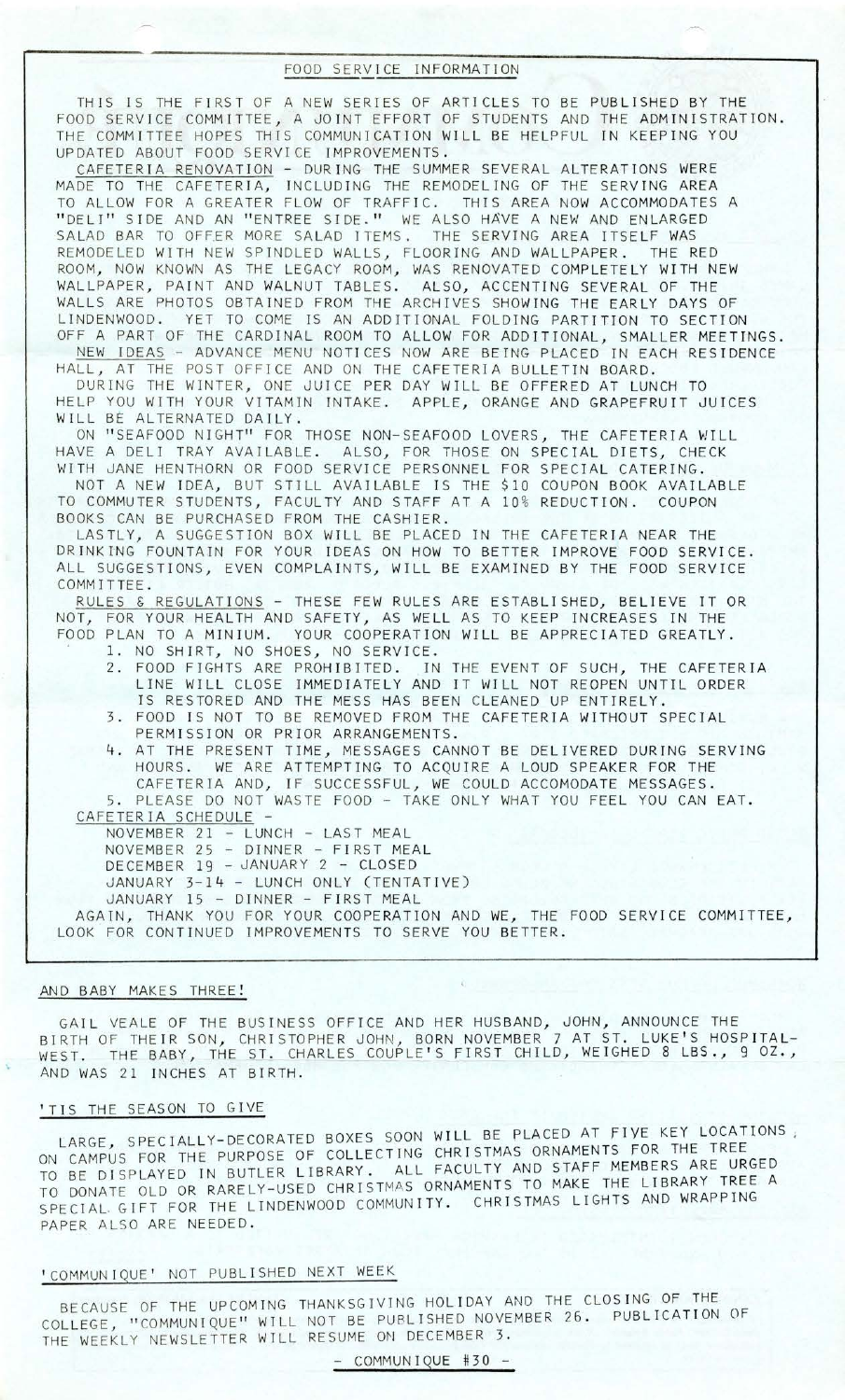## FOOD SERVICE INFORMATION

THIS IS THE FIRST OF A NEW SERIES OF ARTICLES TO BE PUBLISHED BY THE FOOD SERVICE COMMITTEE, A JOINT EFFORT OF STUDENTS AND THE ADMINISTRATION. THE COMMITTEE HOPES THIS COMMUNICATION WILL BE HELPFUL IN KEEPING YOU UPDATED ABOUT FOOD SERVICE IMPROVEMENTS.

CAFETERIA RENOVATION - DURING THE SUMMER SEVERAL ALTERATIONS WERE MADE TO THE CAFETERIA, INCLUDING THE REMODELING OF THE SERVING AREA TO ALLOW FOR A GREATER FLOW OF TRAFFIC. THIS AREA NOW ACCOMMODATES A "DELI" SIDE AND AN "ENTREE SIDE." WE ALSO HAVE A NEW AND ENLARGED SALAD BAR TO OFFER MORE SALAD ITEMS. THE SERVING AREA ITSELF WAS REMODELED WITH NEW SPINDLED WALLS, FLOORING AND WALLPAPER. THE RED ROOM, NOW KNOWN AS THE LEGACY ROOM, WAS RENOVATED COMPLETELY WITH NEW WALLPAPER, PAINT AND WALNUT TABLES. ALSO, ACCENTING SEVERAL OF THE WALLS ARE PHOTOS OBTAINED FROM THE ARCHIVES SHOWING THE EARLY DAYS OF LINDENWOOD. YET TO COME IS AN ADDITIONAL FOLDING PARTITION TO SECTION OFF A PART OF THE CARDINAL ROOM TO ALLOW FOR ADDITIONAL, SMALLER MEETINGS.

NEW IDEAS - ADVANCE MENU NOTICES NOW ARE BEING PLACED IN EACH RESIDENCE HALL, AT THE POST OFFICE AND ON THE CAFETERIA BULLETIN BOARD.

DURING THE WINTER, ONE JUICE PER DAY WILL BE OFFERED AT LUNCH TO HELP YOU WITH YOUR VITAMIN INTAKE. APPLE, ORANGE AND GRAPEFRUIT JUICES WILL BE ALTERNATED DAILY.

ON "SEAFOOD NIGHT" FOR THOSE NON-SEAFOOD LOVERS, THE CAFETERIA WILL HAVE A DELI TRAY AVAILABLE. ALSO, FOR THOSE ON SPECIAL DIETS, CHECK WITH JANE HENTHORN OR FOOD SERVICE PERSONNEL FOR SPECIAL CATERING.

NOT A NEW IDEA, BUT STILL AVAILABLE IS THE $10 COUPON BOOK AVAILABLE TO COMMUTER STUDENTS, FACULTY AND STAFF AT A 10% REDUCTION. COUPON BOOKS CAN BE PURCHASED FROM THE CASHIER.

LASTLY, A SUGGESTION BOX WILL BE PLACED IN THE CAFETERIA NEAR THE DRINKING FOUNTAIN FOR YOUR IDEAS ON HOW TO BETTER IMPROVE FOOD SERVICE. ALL SUGGESTIONS, EVEN COMPLAINTS, WILL BE EXAMINED BY THE FOOD SERVICE COMMITTEE.

RULES & REGULATIONS - THESE FEW RULES ARE ESTABLISHED, BELIEVE IT OR NOT, FOR YOUR HEALTH AND SAFETY, AS WELL AS TO KEEP INCREASES IN THE FOOD PLAN TO A MINIUM. YOUR COOPERATION WILL BE APPRECIATED GREATLY.

1. NO SHIRT, NO SHOES, NO SERVICE.
2. FOOD FIGHTS ARE PROHIBITED. IN THE EVENT OF SUCH, THE CAFETERIA LINE WILL CLOSE IMMEDIATELY AND IT WILL NOT REOPEN UNTIL ORDER IS RESTORED AND THE MESS HAS BEEN CLEANED UP ENTIRELY.
3. FOOD IS NOT TO BE REMOVED FROM THE CAFETERIA WITHOUT SPECIAL PERMISSION OR PRIOR ARRANGEMENTS.
4. AT THE PRESENT TIME, MESSAGES CANNOT BE DELIVERED DURING SERVING HOURS. WE ARE ATTEMPTING TO ACQUIRE A LOUD SPEAKER FOR THE CAFETERIA AND, IF SUCCESSFUL, WE COULD ACCOMODATE MESSAGES.
5. PLEASE DO NOT WASTE FOOD - TAKE ONLY WHAT YOU FEEL YOU CAN EAT.

CAFETERIA SCHEDULE -

NOVEMBER 21 - LUNCH - LAST MEAL
NOVEMBER 25 - DINNER - FIRST MEAL
DECEMBER 19 - JANUARY 2 - CLOSED
JANUARY 3-14 - LUNCH ONLY (TENTATIVE)
JANUARY 15 - DINNER - FIRST MEAL

AGAIN, THANK YOU FOR YOUR COOPERATION AND WE, THE FOOD SERVICE COMMITTEE, LOOK FOR CONTINUED IMPROVEMENTS TO SERVE YOU BETTER.

## AND BABY MAKES THREE!

GAIL VEALE OF THE BUSINESS OFFICE AND HER HUSBAND, JOHN, ANNOUNCE THE BIRTH OF THEIR SON, CHRISTOPHER JOHN, BORN NOVEMBER 7 AT ST. LUKE'S HOSPITAL-WEST. THE BABY, THE ST. CHARLES COUPLE'S FIRST CHILD, WEIGHED 8 LBS., 9 OZ., AND WAS 21 INCHES AT BIRTH.

## 'TIS THE SEASON TO GIVE

LARGE, SPECIALLY-DECORATED BOXES SOON WILL BE PLACED AT FIVE KEY LOCATIONS ON CAMPUS FOR THE PURPOSE OF COLLECTING CHRISTMAS ORNAMENTS FOR THE TREE TO BE DISPLAYED IN BUTLER LIBRARY. ALL FACULTY AND STAFF MEMBERS ARE URGED TO DONATE OLD OR RARELY-USED CHRISTMAS ORNAMENTS TO MAKE THE LIBRARY TREE A SPECIAL GIFT FOR THE LINDENWOOD COMMUNITY. CHRISTMAS LIGHTS AND WRAPPING PAPER ALSO ARE NEEDED.

## 'COMMUNIQUE' NOT PUBLISHED NEXT WEEK

BECAUSE OF THE UPCOMING THANKSGIVING HOLIDAY AND THE CLOSING OF THE COLLEGE, "COMMUNIQUE" WILL NOT BE PUBLISHED NOVEMBER 26. PUBLICATION OF THE WEEKLY NEWSLETTER WILL RESUME ON DECEMBER 3.

- COMMUNIQUE #30 -